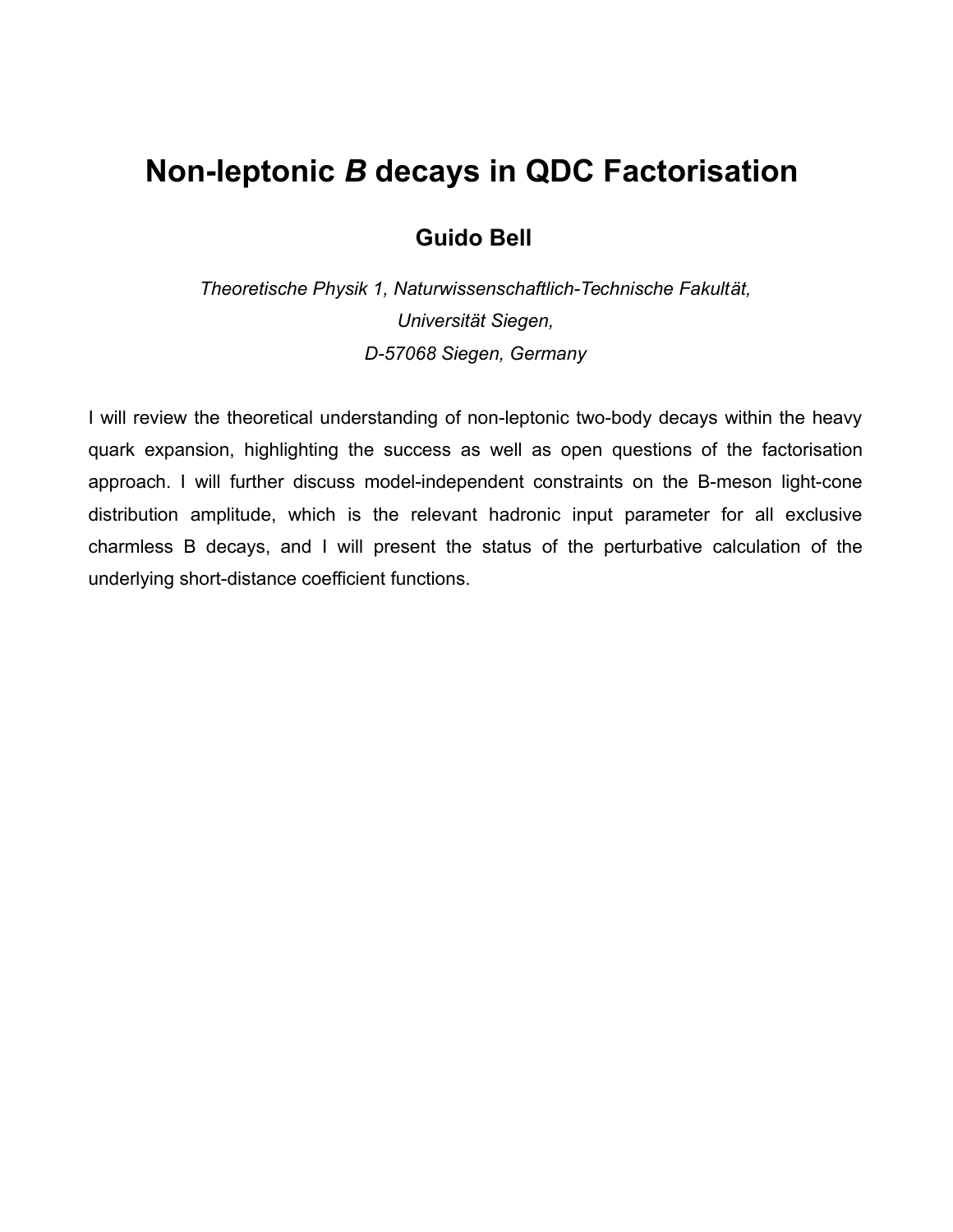# Non-leptonic *B* decays in QDC Factorisation

**Guido Bell**

*Theoretische Physik 1, Naturwissenschaftlich-Technische Fakultät,*
*Universität Siegen,*
*D-57068 Siegen, Germany*

I will review the theoretical understanding of non-leptonic two-body decays within the heavy quark expansion, highlighting the success as well as open questions of the factorisation approach. I will further discuss model-independent constraints on the B-meson light-cone distribution amplitude, which is the relevant hadronic input parameter for all exclusive charmless B decays, and I will present the status of the perturbative calculation of the underlying short-distance coefficient functions.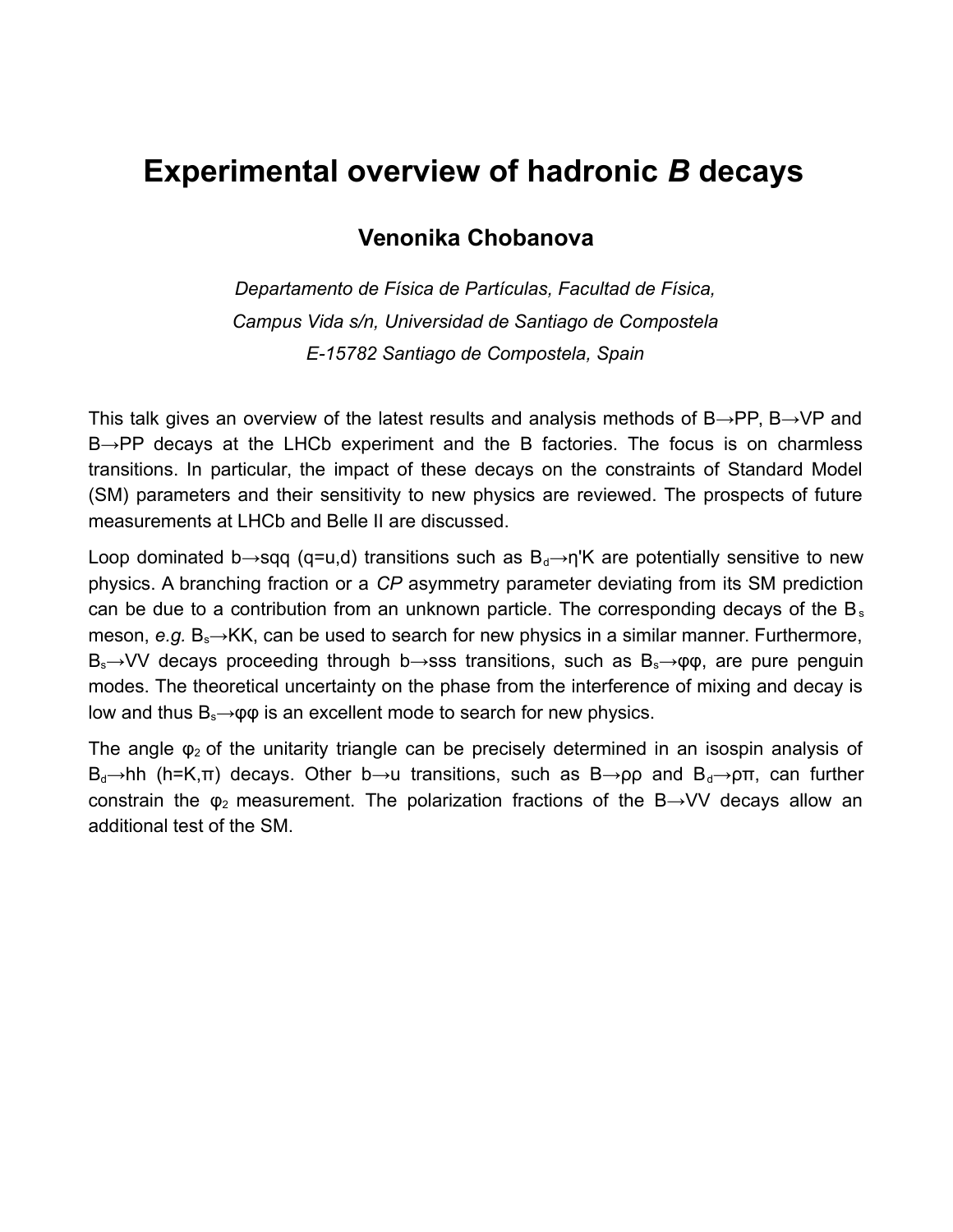# Experimental overview of hadronic *B* decays

**Venonika Chobanova**

*Departamento de Física de Partículas, Facultad de Física,*
*Campus Vida s/n, Universidad de Santiago de Compostela*
*E-15782 Santiago de Compostela, Spain*

This talk gives an overview of the latest results and analysis methods of B→PP, B→VP and B→PP decays at the LHCb experiment and the B factories. The focus is on charmless transitions. In particular, the impact of these decays on the constraints of Standard Model (SM) parameters and their sensitivity to new physics are reviewed. The prospects of future measurements at LHCb and Belle II are discussed.

Loop dominated b→sqq (q=u,d) transitions such as $B_d$→η'K are potentially sensitive to new physics. A branching fraction or a *CP* asymmetry parameter deviating from its SM prediction can be due to a contribution from an unknown particle. The corresponding decays of the $B_s$ meson, *e.g.* $B_s$→KK, can be used to search for new physics in a similar manner. Furthermore, $B_s$→VV decays proceeding through b→sss transitions, such as $B_s$→φφ, are pure penguin modes. The theoretical uncertainty on the phase from the interference of mixing and decay is low and thus $B_s$→φφ is an excellent mode to search for new physics.

The angle $φ_2$ of the unitarity triangle can be precisely determined in an isospin analysis of $B_d$→hh (h=K,π) decays. Other b→u transitions, such as B→ρρ and $B_d$→ρπ, can further constrain the $φ_2$ measurement. The polarization fractions of the B→VV decays allow an additional test of the SM.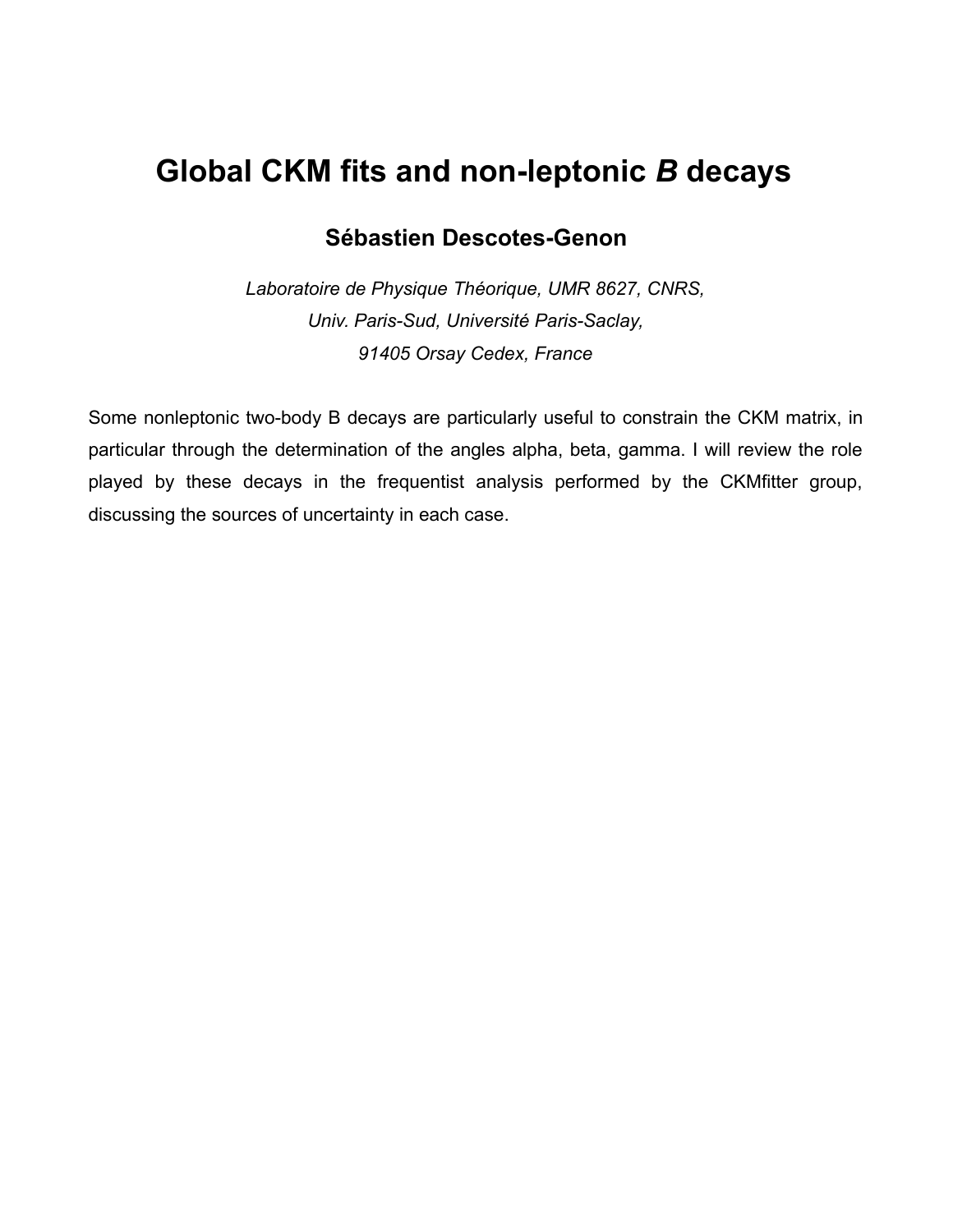# Global CKM fits and non-leptonic *B* decays

**Sébastien Descotes-Genon**

*Laboratoire de Physique Théorique, UMR 8627, CNRS,*
*Univ. Paris-Sud, Université Paris-Saclay,*
*91405 Orsay Cedex, France*

Some nonleptonic two-body B decays are particularly useful to constrain the CKM matrix, in particular through the determination of the angles alpha, beta, gamma. I will review the role played by these decays in the frequentist analysis performed by the CKMfitter group, discussing the sources of uncertainty in each case.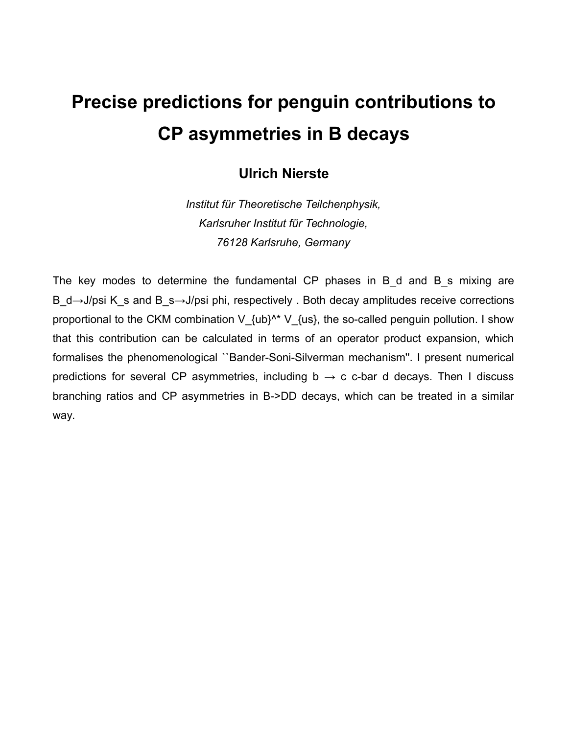# Precise predictions for penguin contributions to CP asymmetries in B decays

**Ulrich Nierste**

*Institut für Theoretische Teilchenphysik,*
*Karlsruher Institut für Technologie,*
*76128 Karlsruhe, Germany*

The key modes to determine the fundamental CP phases in $B_d$ and $B_s$ mixing are $B_d \to J/\psi K_s$ and $B_s \to J/\psi \phi$, respectively . Both decay amplitudes receive corrections proportional to the CKM combination $V_{ub}^* V_{us}$, the so-called penguin pollution. I show that this contribution can be calculated in terms of an operator product expansion, which formalises the phenomenological ``Bander-Soni-Silverman mechanism''. I present numerical predictions for several CP asymmetries, including $b \to c \bar{c} d$ decays. Then I discuss branching ratios and CP asymmetries in $B \to DD$ decays, which can be treated in a similar way.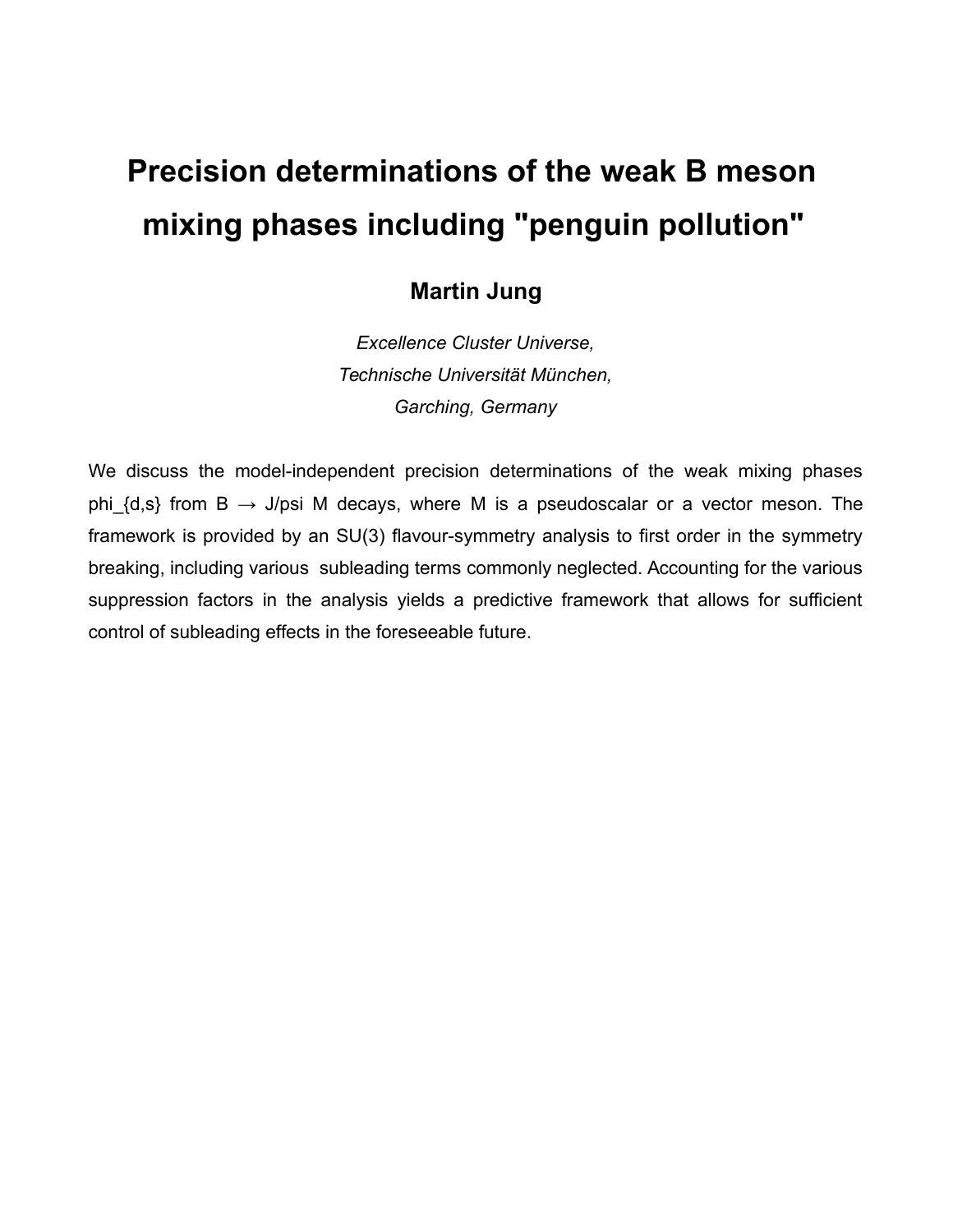# Precision determinations of the weak B meson mixing phases including "penguin pollution"

**Martin Jung**

*Excellence Cluster Universe,*
*Technische Universität München,*
*Garching, Germany*

We discuss the model-independent precision determinations of the weak mixing phases phi_{d,s} from B → J/psi M decays, where M is a pseudoscalar or a vector meson. The framework is provided by an SU(3) flavour-symmetry analysis to first order in the symmetry breaking, including various subleading terms commonly neglected. Accounting for the various suppression factors in the analysis yields a predictive framework that allows for sufficient control of subleading effects in the foreseeable future.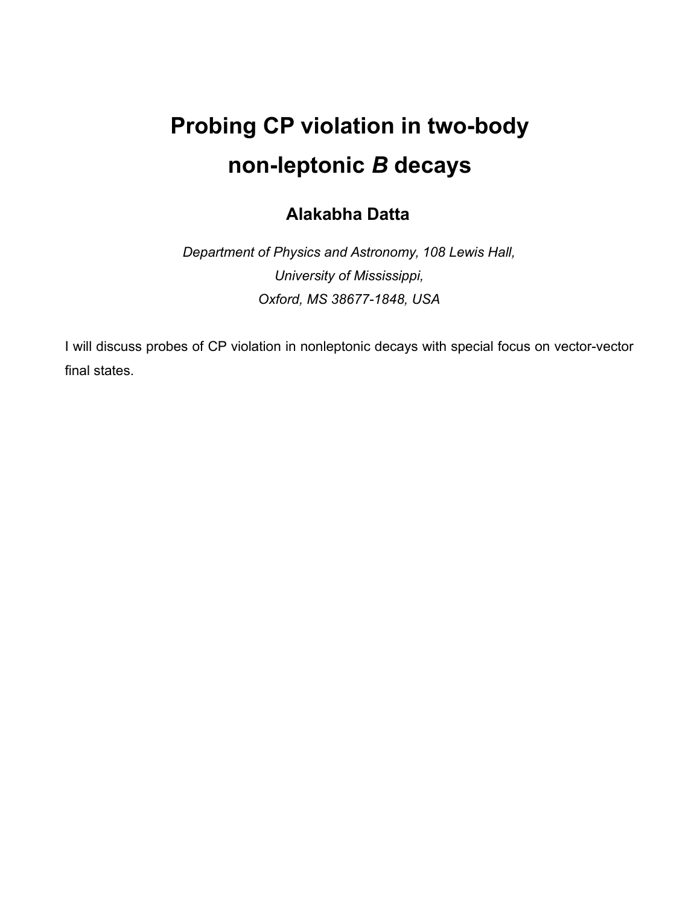# Probing CP violation in two-body non-leptonic *B* decays

## Alakabha Datta

*Department of Physics and Astronomy, 108 Lewis Hall,*
*University of Mississippi,*
*Oxford, MS 38677-1848, USA*

I will discuss probes of CP violation in nonleptonic decays with special focus on vector-vector final states.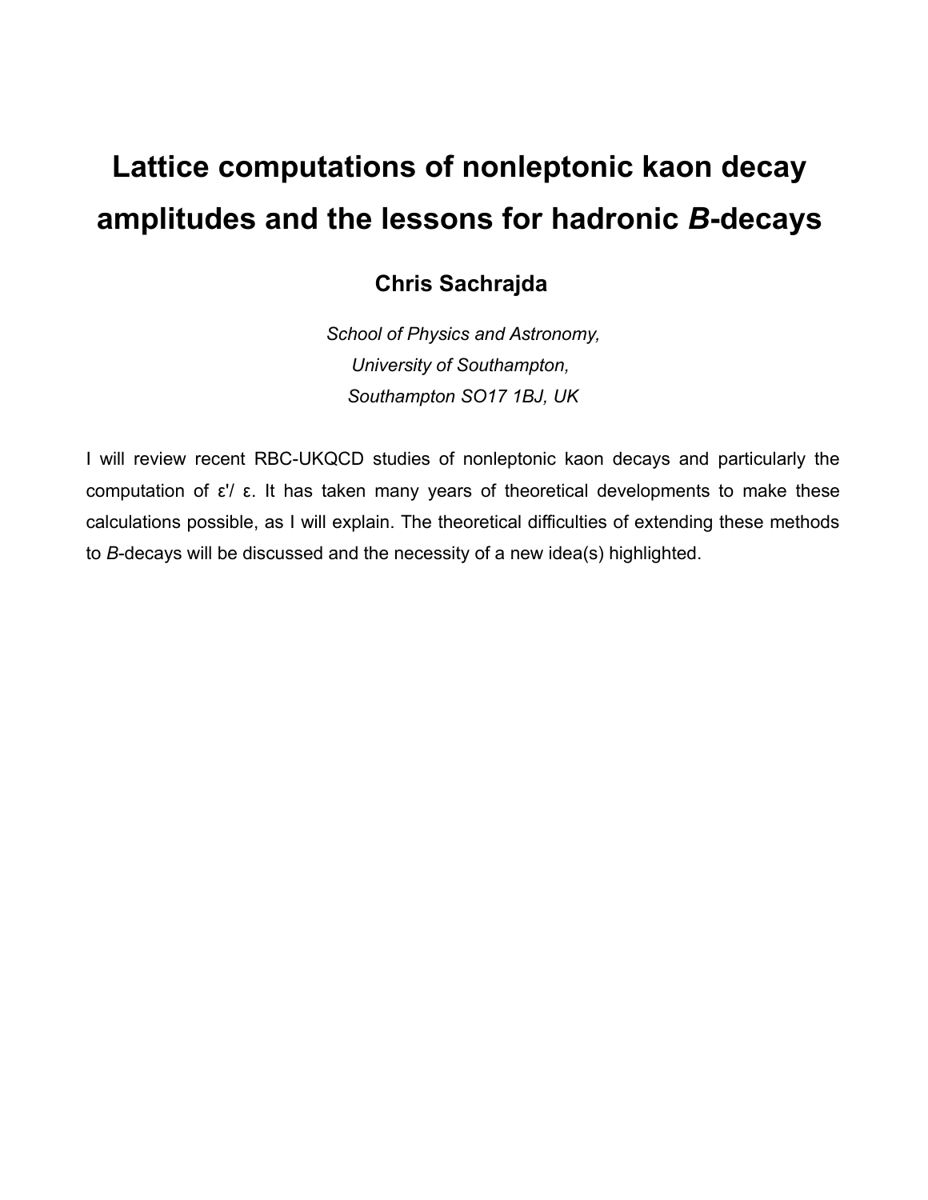# Lattice computations of nonleptonic kaon decay amplitudes and the lessons for hadronic *B*-decays

**Chris Sachrajda**

*School of Physics and Astronomy,*
*University of Southampton,*
*Southampton SO17 1BJ, UK*

I will review recent RBC-UKQCD studies of nonleptonic kaon decays and particularly the computation of $\varepsilon'/\varepsilon$. It has taken many years of theoretical developments to make these calculations possible, as I will explain. The theoretical difficulties of extending these methods to *B*-decays will be discussed and the necessity of a new idea(s) highlighted.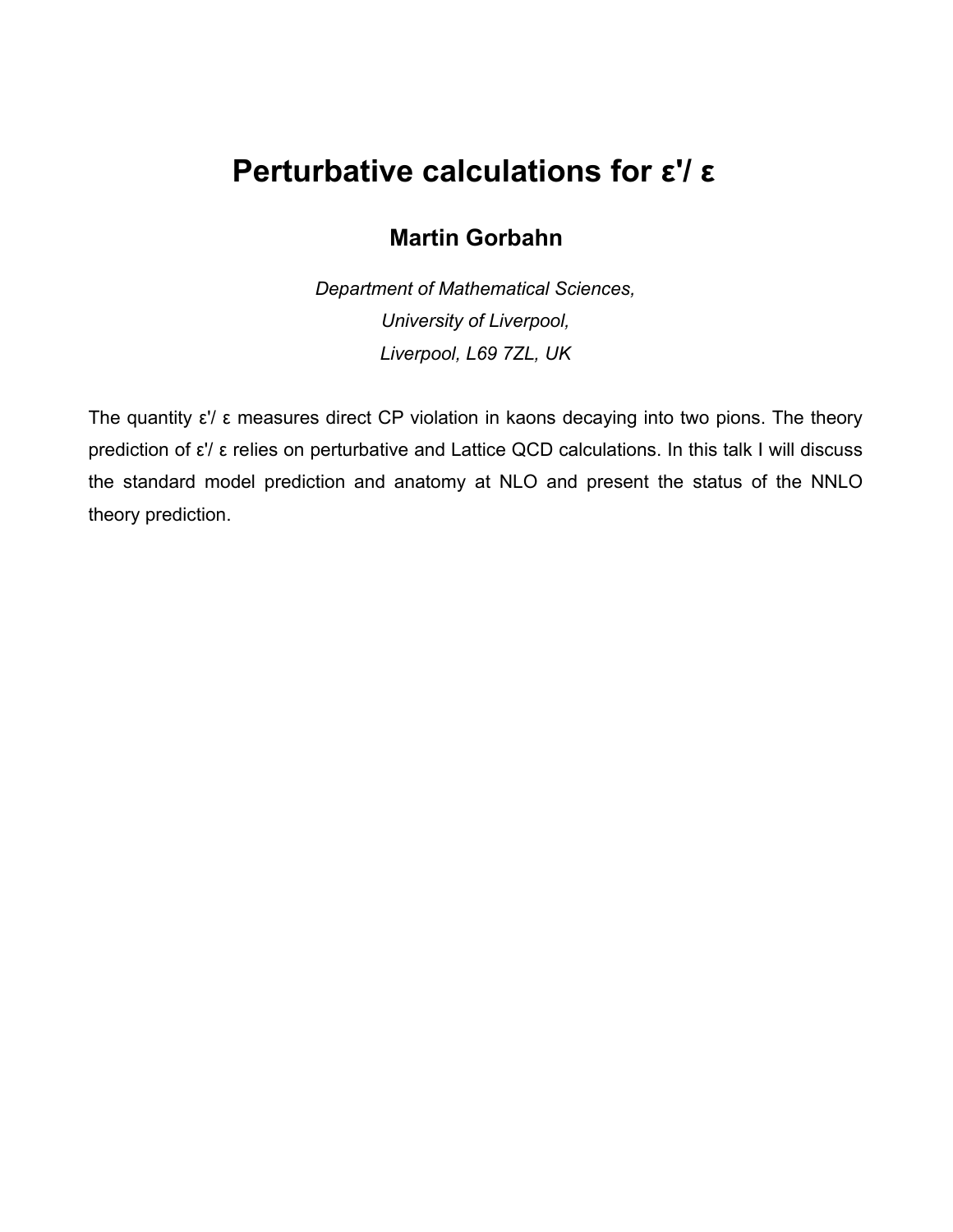# Perturbative calculations for ε'/ ε

**Martin Gorbahn**

*Department of Mathematical Sciences,*
*University of Liverpool,*
*Liverpool, L69 7ZL, UK*

The quantity ε'/ ε measures direct CP violation in kaons decaying into two pions. The theory prediction of ε'/ ε relies on perturbative and Lattice QCD calculations. In this talk I will discuss the standard model prediction and anatomy at NLO and present the status of the NNLO theory prediction.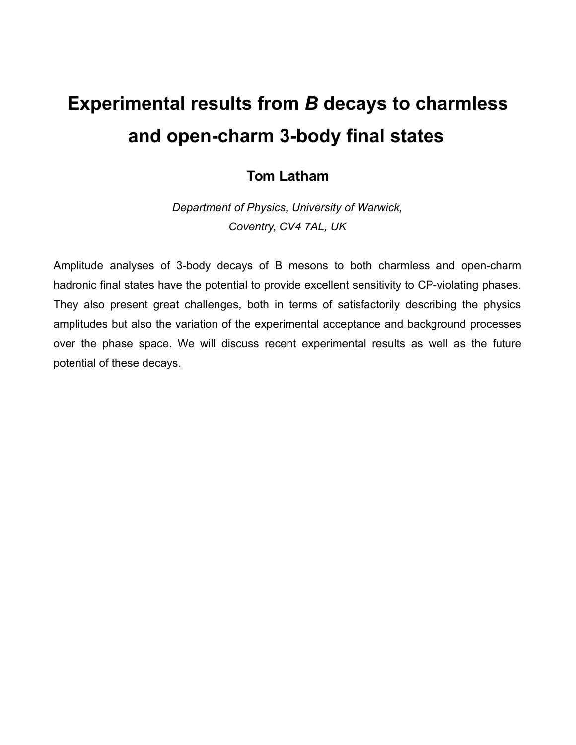# Experimental results from *B* decays to charmless and open-charm 3-body final states

**Tom Latham**

*Department of Physics, University of Warwick, Coventry, CV4 7AL, UK*

Amplitude analyses of 3-body decays of B mesons to both charmless and open-charm hadronic final states have the potential to provide excellent sensitivity to CP-violating phases. They also present great challenges, both in terms of satisfactorily describing the physics amplitudes but also the variation of the experimental acceptance and background processes over the phase space. We will discuss recent experimental results as well as the future potential of these decays.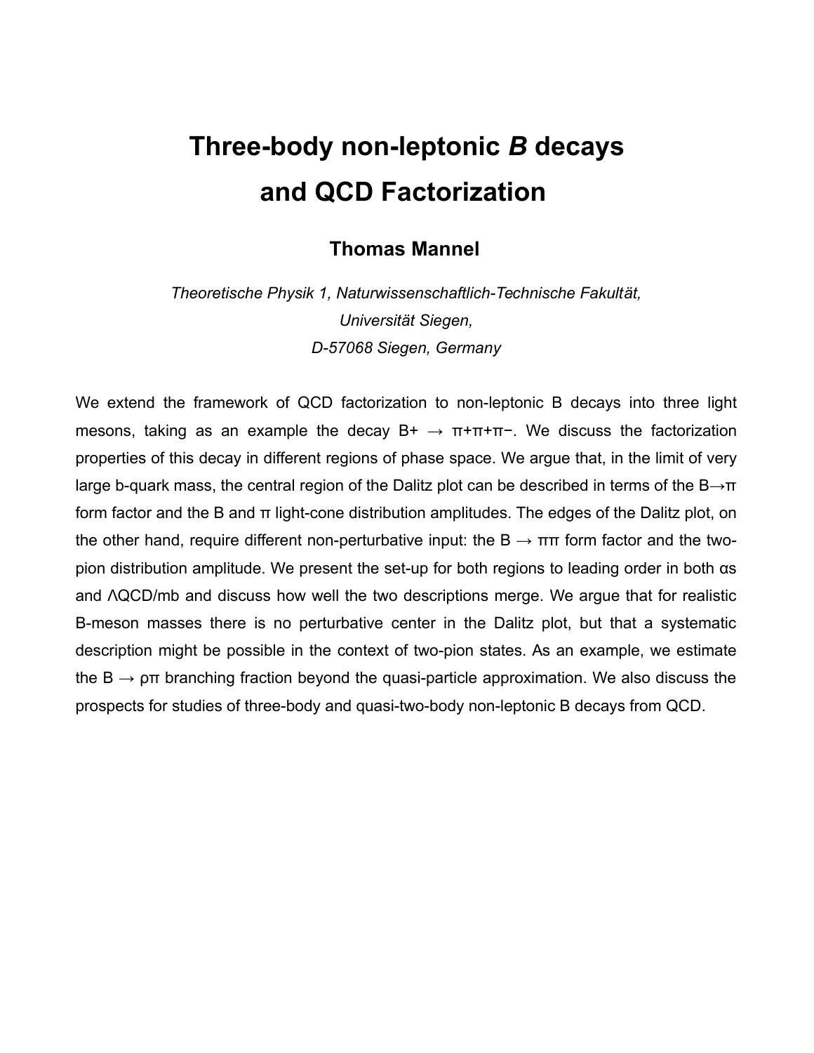# Three-body non-leptonic *B* decays and QCD Factorization

**Thomas Mannel**

*Theoretische Physik 1, Naturwissenschaftlich-Technische Fakultät,*
*Universität Siegen,*
*D-57068 Siegen, Germany*

We extend the framework of QCD factorization to non-leptonic B decays into three light mesons, taking as an example the decay $B^+ \to \pi^+\pi^+\pi^-$. We discuss the factorization properties of this decay in different regions of phase space. We argue that, in the limit of very large b-quark mass, the central region of the Dalitz plot can be described in terms of the $B\to\pi$ form factor and the B and $\pi$ light-cone distribution amplitudes. The edges of the Dalitz plot, on the other hand, require different non-perturbative input: the $B \to \pi\pi$ form factor and the two-pion distribution amplitude. We present the set-up for both regions to leading order in both $\alpha_s$ and $\Lambda_{QCD}/m_b$ and discuss how well the two descriptions merge. We argue that for realistic B-meson masses there is no perturbative center in the Dalitz plot, but that a systematic description might be possible in the context of two-pion states. As an example, we estimate the $B \to \rho\pi$ branching fraction beyond the quasi-particle approximation. We also discuss the prospects for studies of three-body and quasi-two-body non-leptonic B decays from QCD.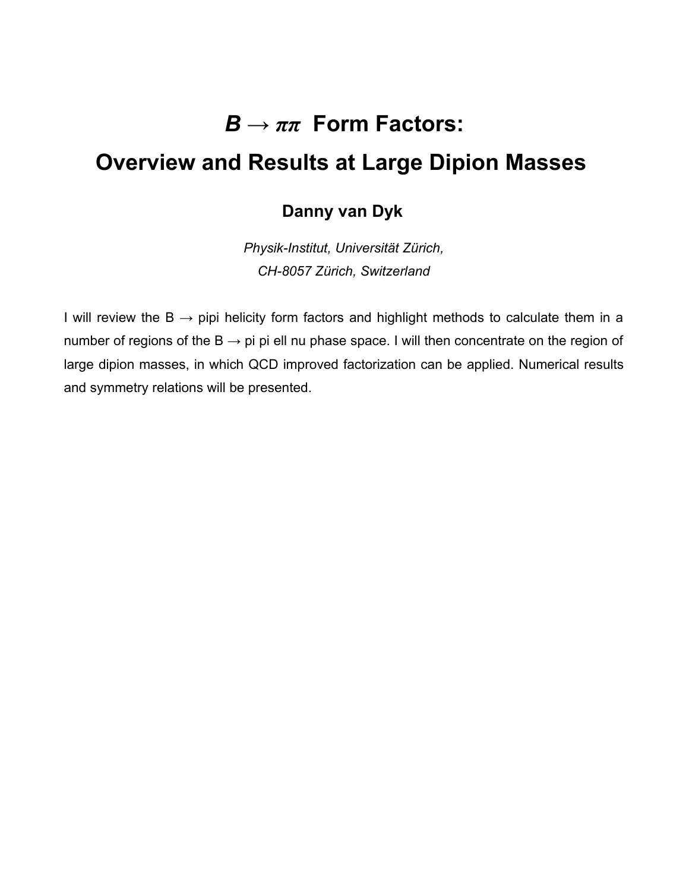# $B \to \pi\pi$ Form Factors:
# Overview and Results at Large Dipion Masses

**Danny van Dyk**

*Physik-Institut, Universität Zürich,*
*CH-8057 Zürich, Switzerland*

I will review the B → pipi helicity form factors and highlight methods to calculate them in a number of regions of the B → pi pi ell nu phase space. I will then concentrate on the region of large dipion masses, in which QCD improved factorization can be applied. Numerical results and symmetry relations will be presented.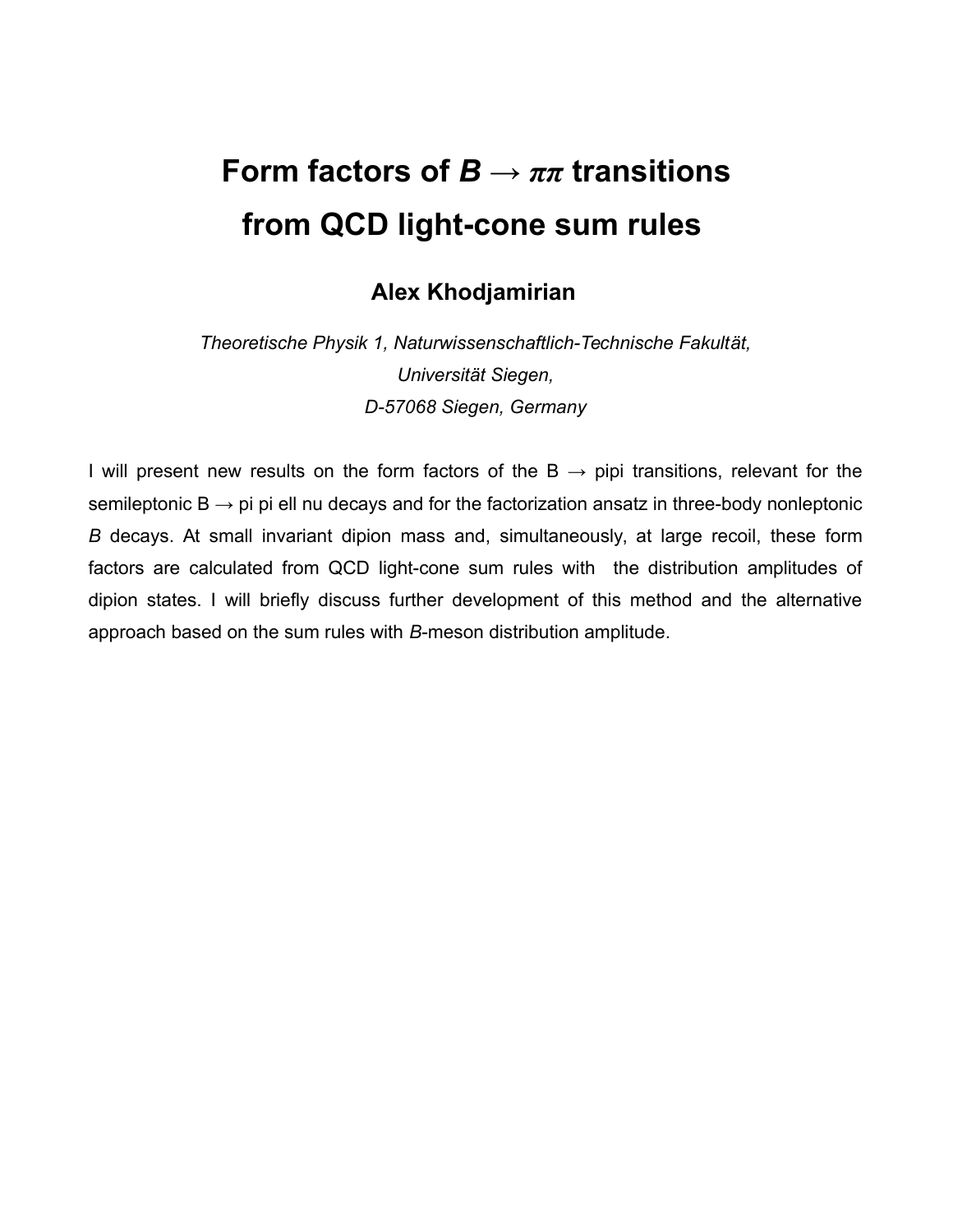# Form factors of $B \to \pi\pi$ transitions from QCD light-cone sum rules

**Alex Khodjamirian**

*Theoretische Physik 1, Naturwissenschaftlich-Technische Fakultät,*
*Universität Siegen,*
*D-57068 Siegen, Germany*

I will present new results on the form factors of the B → pipi transitions, relevant for the semileptonic B → pi pi ell nu decays and for the factorization ansatz in three-body nonleptonic *B* decays. At small invariant dipion mass and, simultaneously, at large recoil, these form factors are calculated from QCD light-cone sum rules with the distribution amplitudes of dipion states. I will briefly discuss further development of this method and the alternative approach based on the sum rules with *B*-meson distribution amplitude.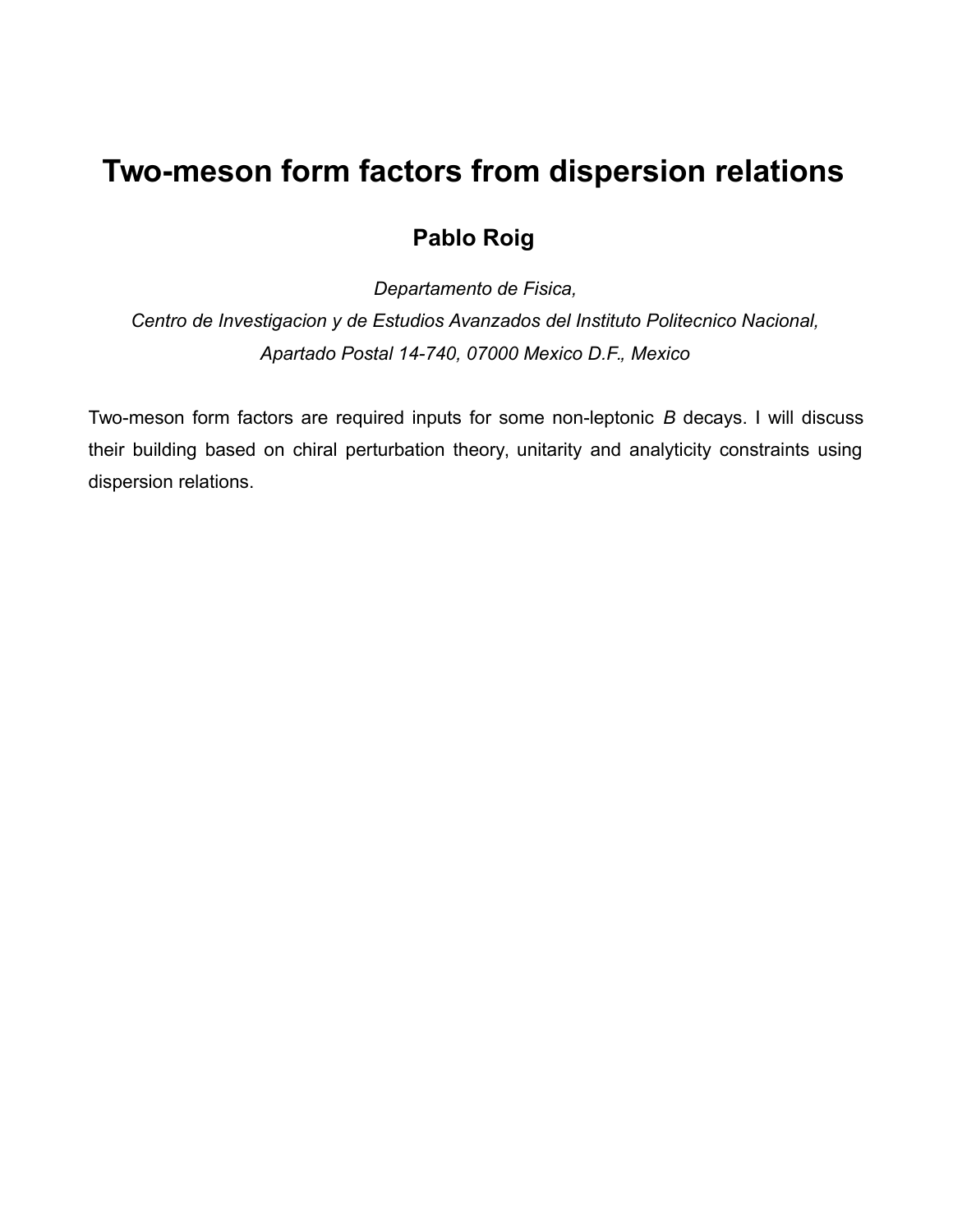# Two-meson form factors from dispersion relations

**Pablo Roig**

*Departamento de Fisica,*
*Centro de Investigacion y de Estudios Avanzados del Instituto Politecnico Nacional,*
*Apartado Postal 14-740, 07000 Mexico D.F., Mexico*

Two-meson form factors are required inputs for some non-leptonic *B* decays. I will discuss their building based on chiral perturbation theory, unitarity and analyticity constraints using dispersion relations.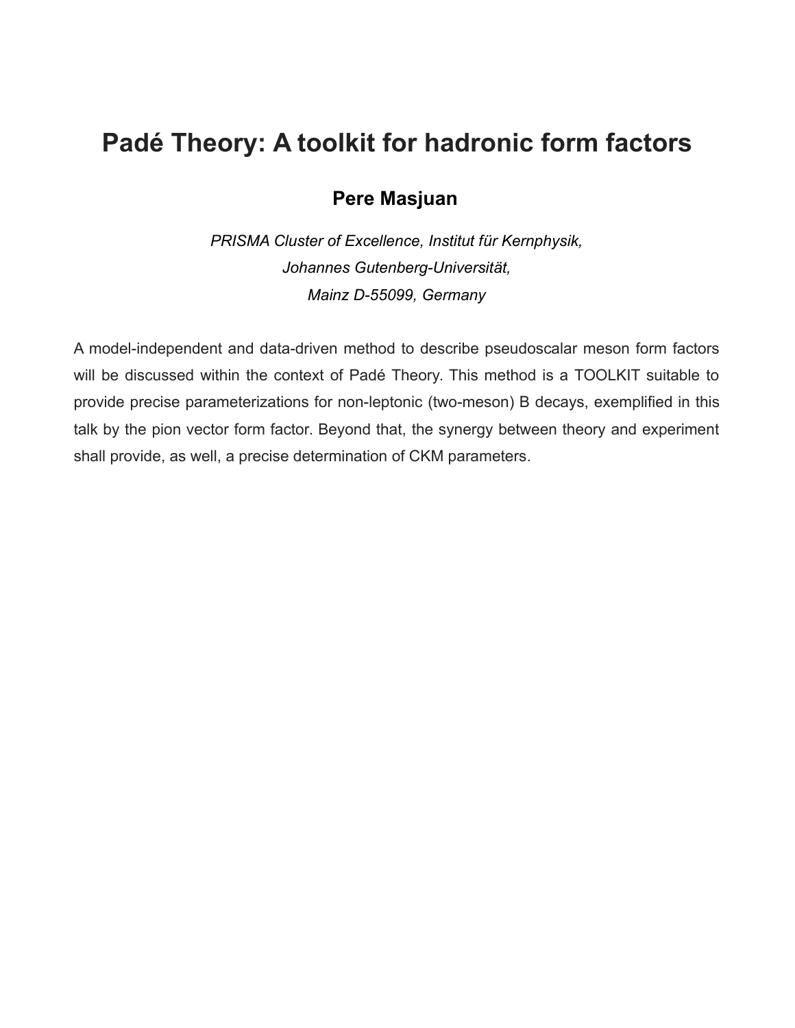# Padé Theory: A toolkit for hadronic form factors

**Pere Masjuan**

*PRISMA Cluster of Excellence, Institut für Kernphysik,*
*Johannes Gutenberg-Universität,*
*Mainz D-55099, Germany*

A model-independent and data-driven method to describe pseudoscalar meson form factors will be discussed within the context of Padé Theory. This method is a TOOLKIT suitable to provide precise parameterizations for non-leptonic (two-meson) B decays, exemplified in this talk by the pion vector form factor. Beyond that, the synergy between theory and experiment shall provide, as well, a precise determination of CKM parameters.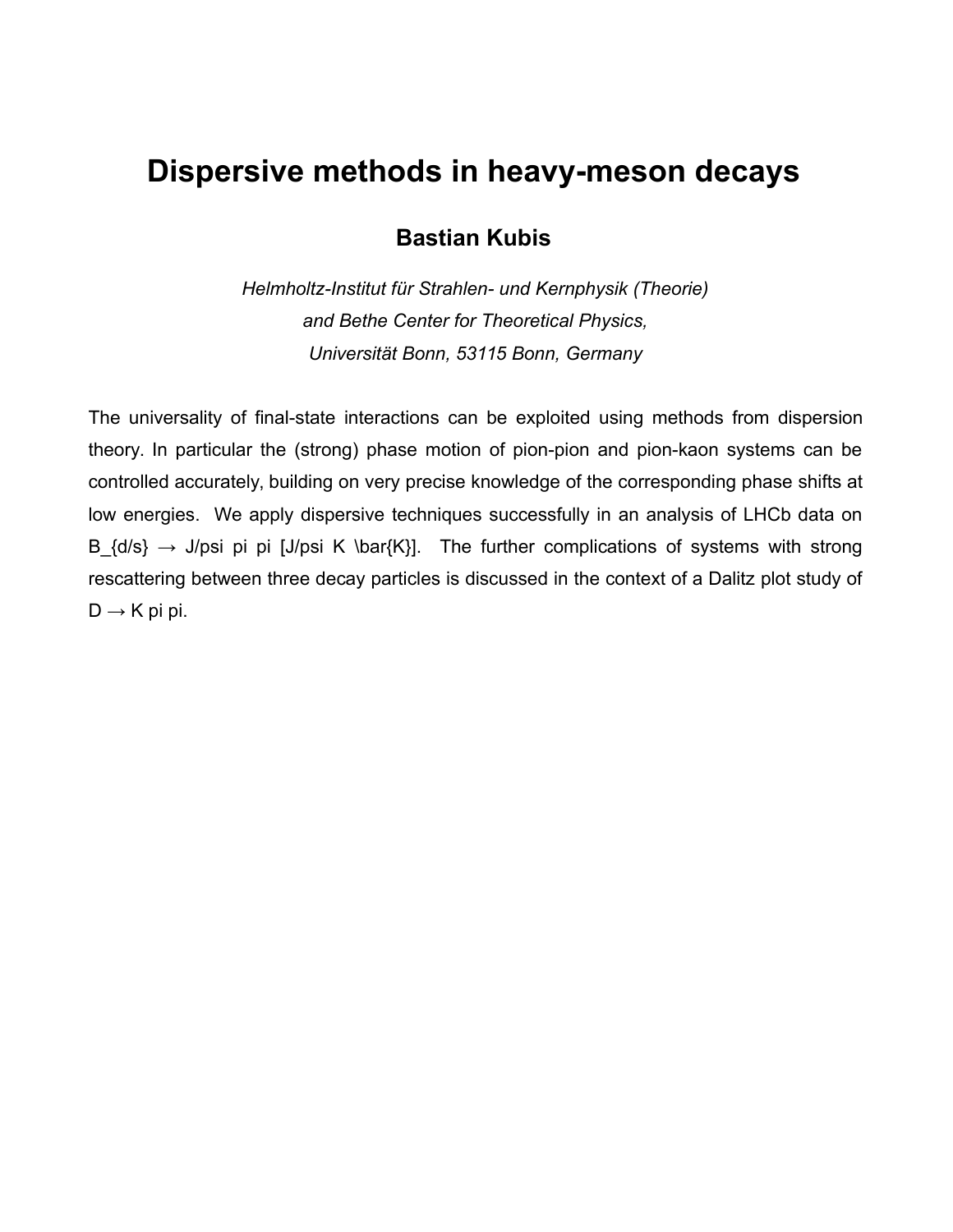# Dispersive methods in heavy-meson decays

**Bastian Kubis**

*Helmholtz-Institut für Strahlen- und Kernphysik (Theorie)*
*and Bethe Center for Theoretical Physics,*
*Universität Bonn, 53115 Bonn, Germany*

The universality of final-state interactions can be exploited using methods from dispersion theory. In particular the (strong) phase motion of pion-pion and pion-kaon systems can be controlled accurately, building on very precise knowledge of the corresponding phase shifts at low energies. We apply dispersive techniques successfully in an analysis of LHCb data on $B_{d/s} \to J/\psi \pi \pi$ [$J/\psi K \bar{K}$]. The further complications of systems with strong rescattering between three decay particles is discussed in the context of a Dalitz plot study of $D \to K \pi \pi$.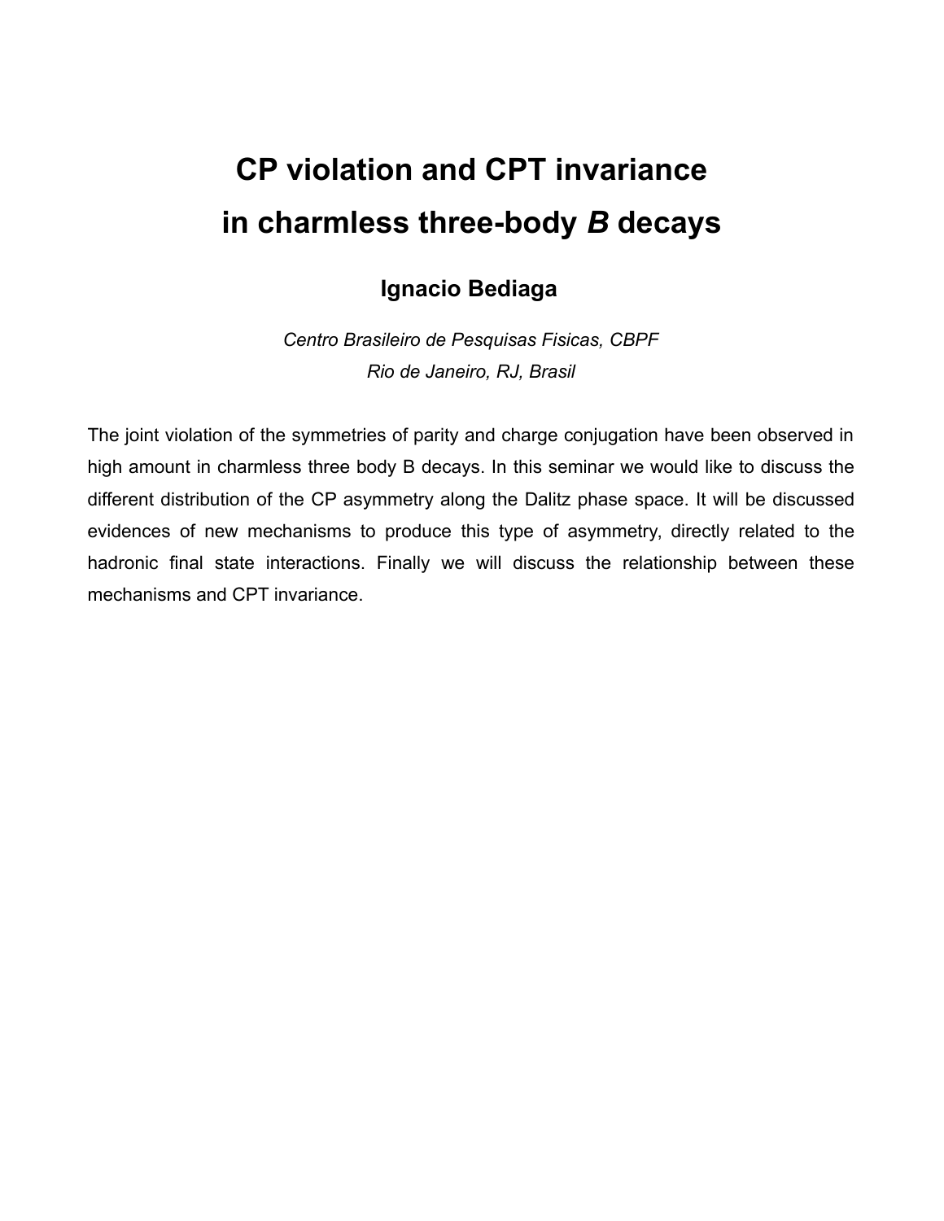# CP violation and CPT invariance in charmless three-body *B* decays

**Ignacio Bediaga**

*Centro Brasileiro de Pesquisas Fisicas, CBPF*
*Rio de Janeiro, RJ, Brasil*

The joint violation of the symmetries of parity and charge conjugation have been observed in high amount in charmless three body B decays. In this seminar we would like to discuss the different distribution of the CP asymmetry along the Dalitz phase space. It will be discussed evidences of new mechanisms to produce this type of asymmetry, directly related to the hadronic final state interactions. Finally we will discuss the relationship between these mechanisms and CPT invariance.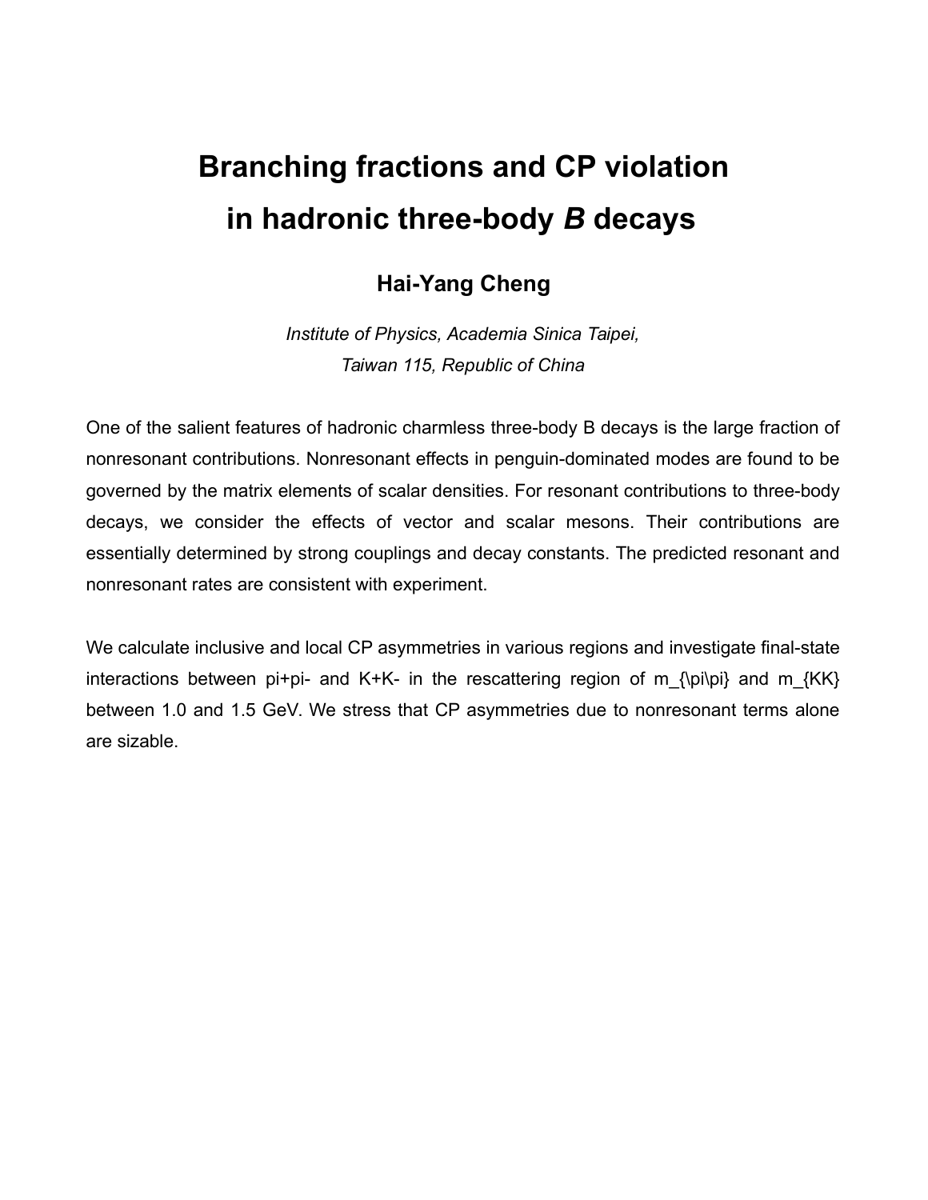# Branching fractions and CP violation in hadronic three-body *B* decays

**Hai-Yang Cheng**

*Institute of Physics, Academia Sinica Taipei, Taiwan 115, Republic of China*

One of the salient features of hadronic charmless three-body B decays is the large fraction of nonresonant contributions. Nonresonant effects in penguin-dominated modes are found to be governed by the matrix elements of scalar densities. For resonant contributions to three-body decays, we consider the effects of vector and scalar mesons. Their contributions are essentially determined by strong couplings and decay constants. The predicted resonant and nonresonant rates are consistent with experiment.

We calculate inclusive and local CP asymmetries in various regions and investigate final-state interactions between pi+pi- and K+K- in the rescattering region of m_{\pi\pi} and m_{KK} between 1.0 and 1.5 GeV. We stress that CP asymmetries due to nonresonant terms alone are sizable.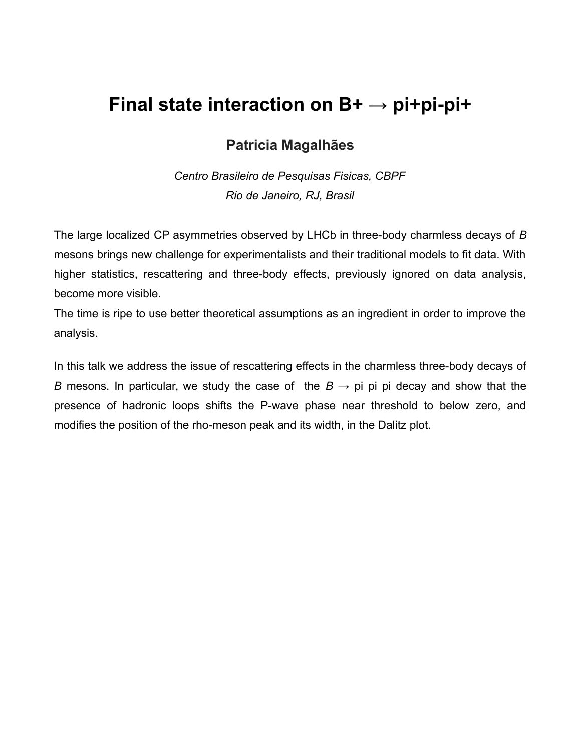# Final state interaction on B+ → pi+pi-pi+

### Patricia Magalhães

*Centro Brasileiro de Pesquisas Fisicas, CBPF*
*Rio de Janeiro, RJ, Brasil*

The large localized CP asymmetries observed by LHCb in three-body charmless decays of *B* mesons brings new challenge for experimentalists and their traditional models to fit data. With higher statistics, rescattering and three-body effects, previously ignored on data analysis, become more visible.
The time is ripe to use better theoretical assumptions as an ingredient in order to improve the analysis.

In this talk we address the issue of rescattering effects in the charmless three-body decays of *B* mesons. In particular, we study the case of the *B* → pi pi pi decay and show that the presence of hadronic loops shifts the P-wave phase near threshold to below zero, and modifies the position of the rho-meson peak and its width, in the Dalitz plot.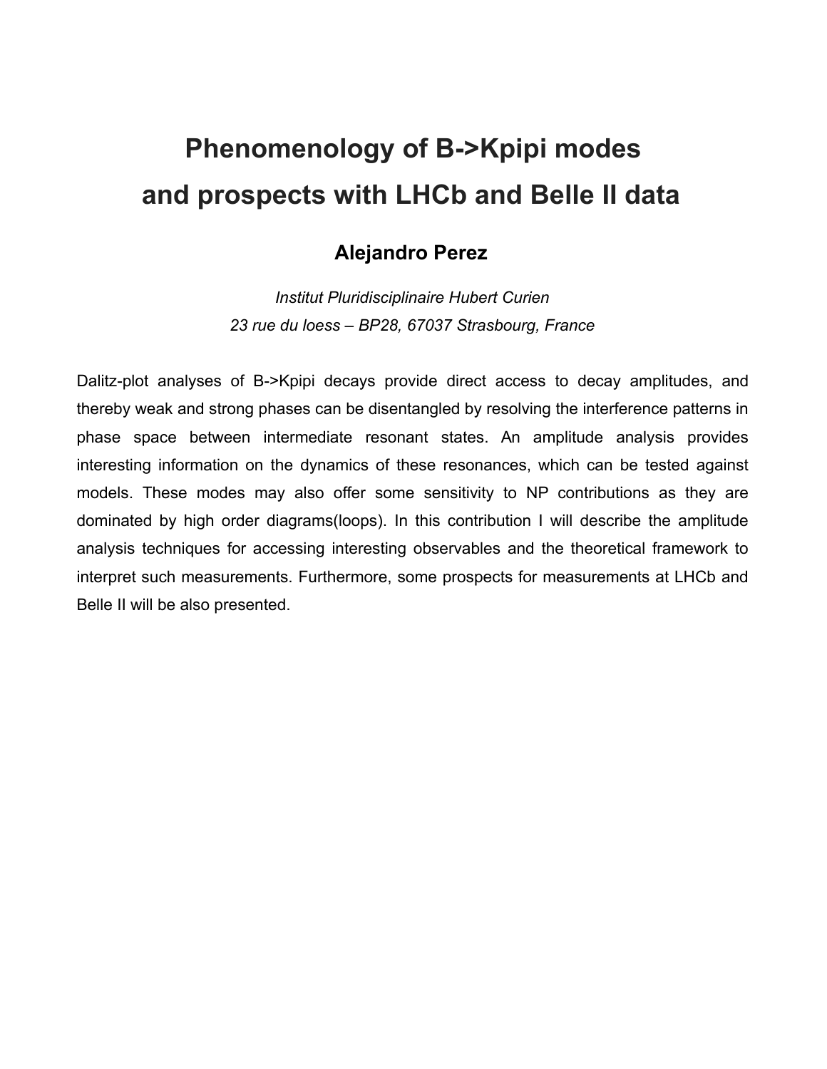# Phenomenology of B->Kpipi modes and prospects with LHCb and Belle II data

**Alejandro Perez**

*Institut Pluridisciplinaire Hubert Curien*
*23 rue du loess – BP28, 67037 Strasbourg, France*

Dalitz-plot analyses of B->Kpipi decays provide direct access to decay amplitudes, and thereby weak and strong phases can be disentangled by resolving the interference patterns in phase space between intermediate resonant states. An amplitude analysis provides interesting information on the dynamics of these resonances, which can be tested against models. These modes may also offer some sensitivity to NP contributions as they are dominated by high order diagrams(loops). In this contribution I will describe the amplitude analysis techniques for accessing interesting observables and the theoretical framework to interpret such measurements. Furthermore, some prospects for measurements at LHCb and Belle II will be also presented.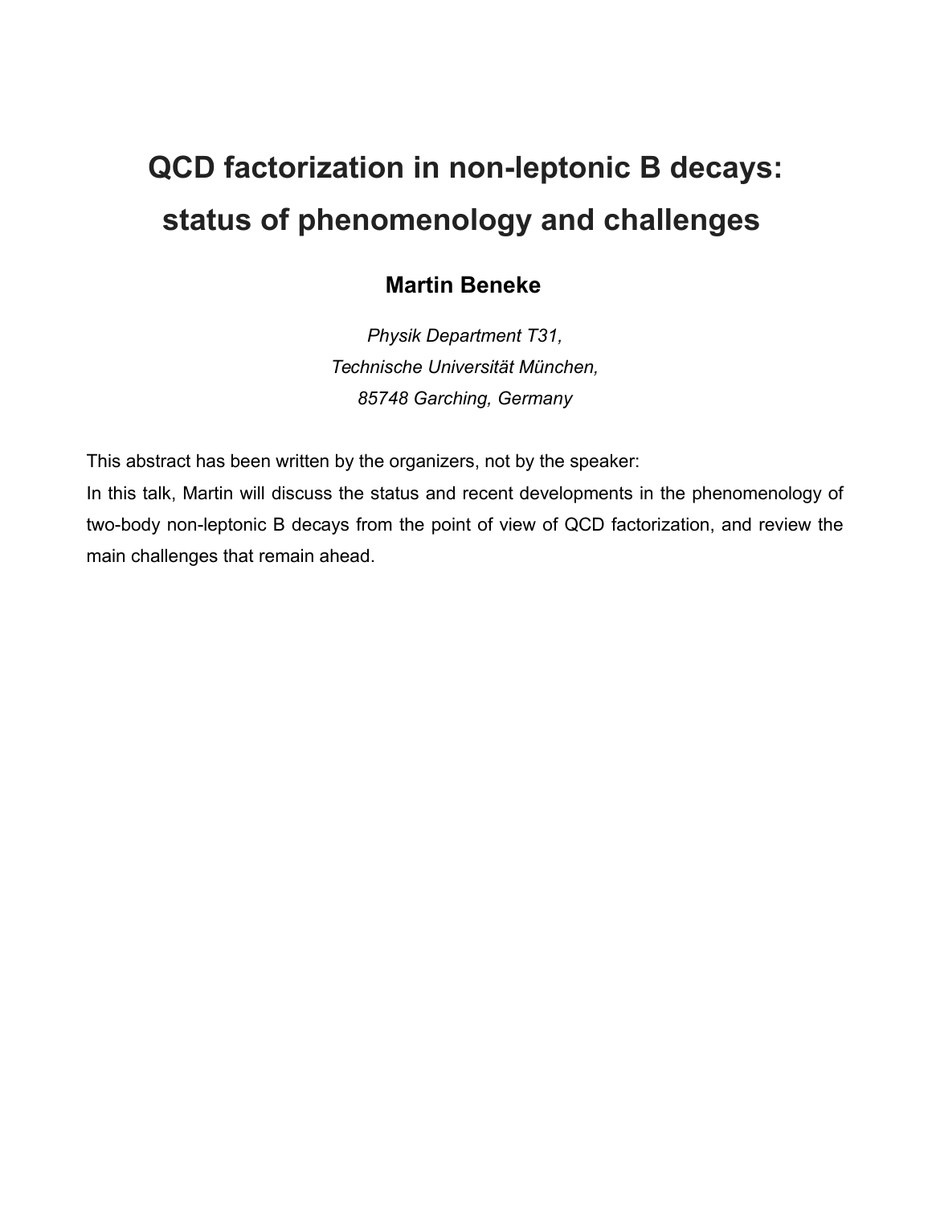# QCD factorization in non-leptonic B decays: status of phenomenology and challenges

**Martin Beneke**

*Physik Department T31,*
*Technische Universität München,*
*85748 Garching, Germany*

This abstract has been written by the organizers, not by the speaker:
In this talk, Martin will discuss the status and recent developments in the phenomenology of two-body non-leptonic B decays from the point of view of QCD factorization, and review the main challenges that remain ahead.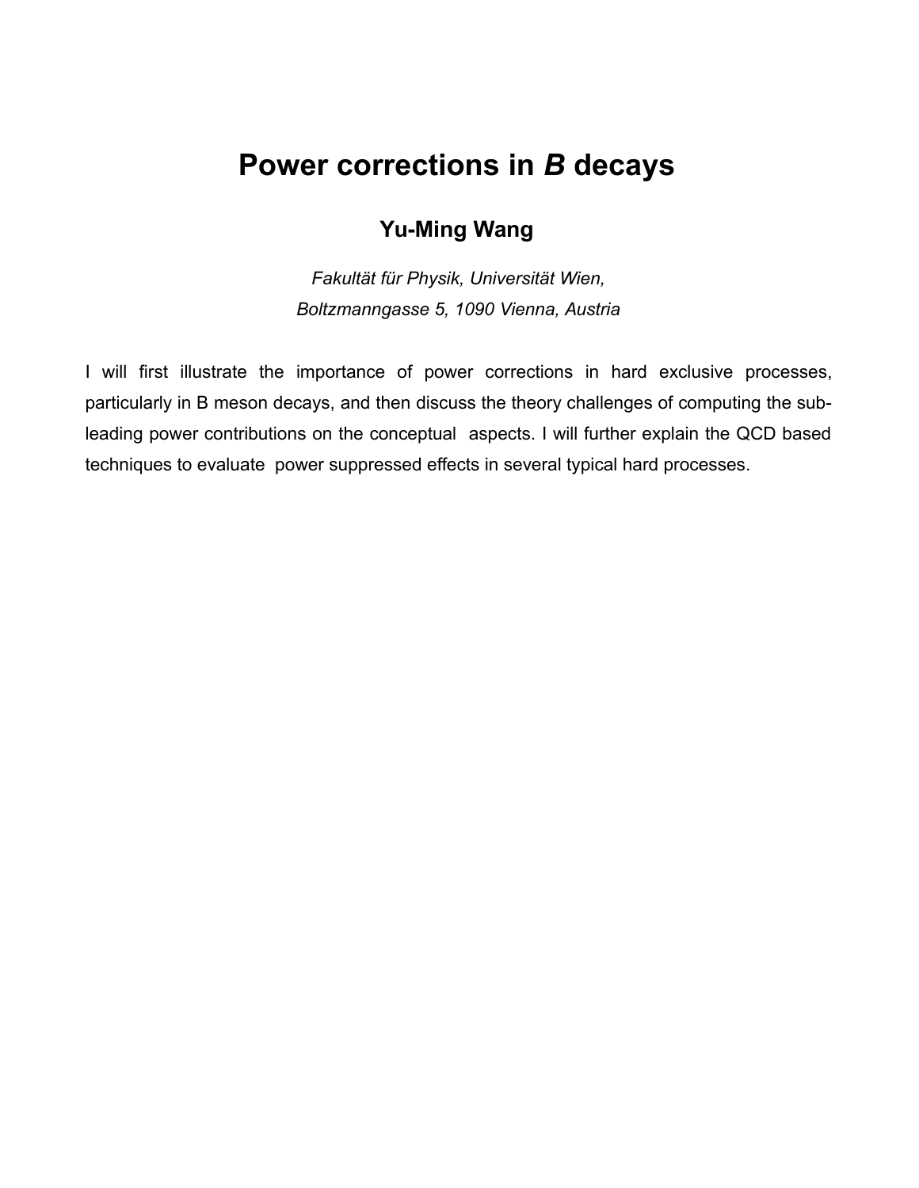# Power corrections in *B* decays

## Yu-Ming Wang

*Fakultät für Physik, Universität Wien,*
*Boltzmanngasse 5, 1090 Vienna, Austria*

I will first illustrate the importance of power corrections in hard exclusive processes, particularly in B meson decays, and then discuss the theory challenges of computing the sub-leading power contributions on the conceptual aspects. I will further explain the QCD based techniques to evaluate power suppressed effects in several typical hard processes.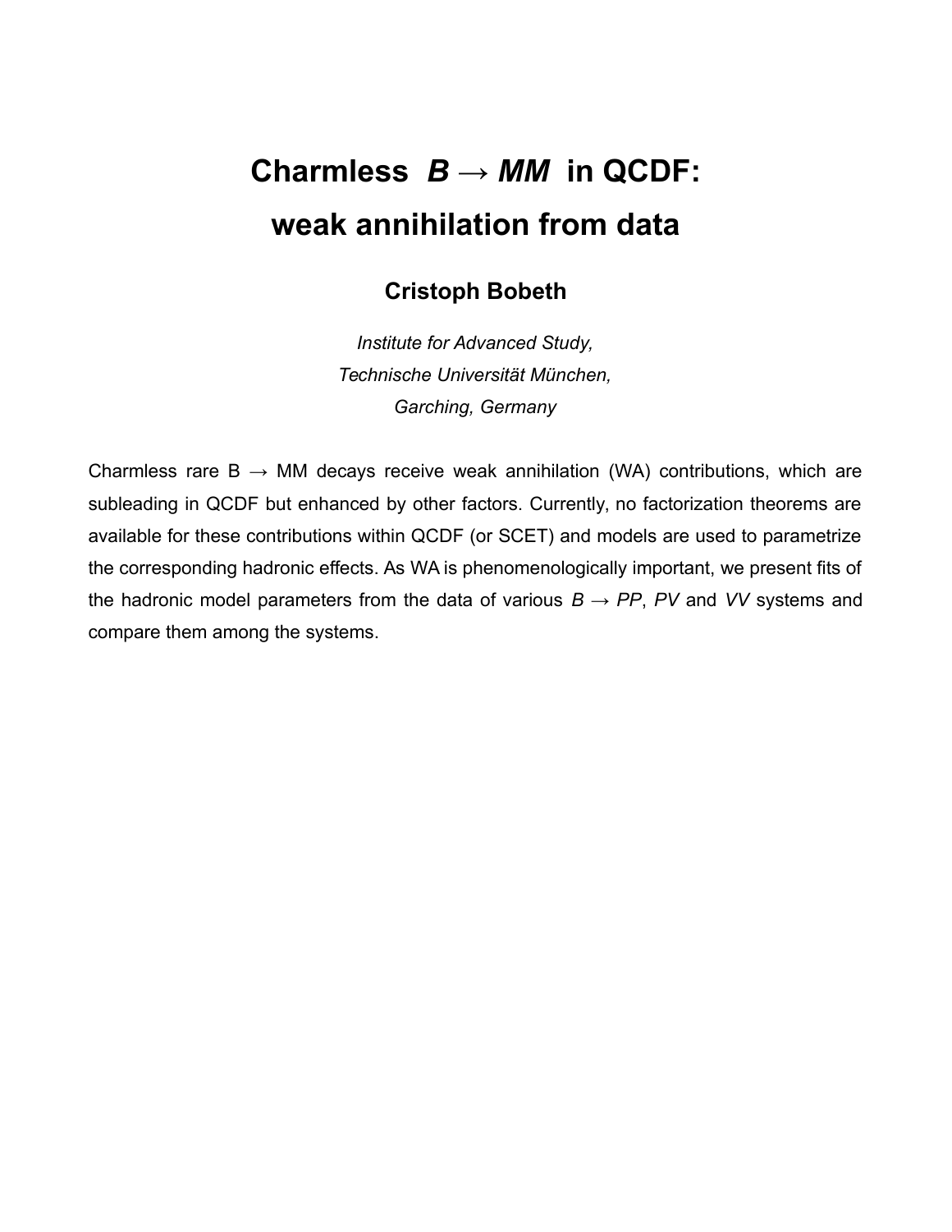# Charmless $B \to MM$ in QCDF: weak annihilation from data

**Cristoph Bobeth**

*Institute for Advanced Study,*
*Technische Universität München,*
*Garching, Germany*

Charmless rare B → MM decays receive weak annihilation (WA) contributions, which are subleading in QCDF but enhanced by other factors. Currently, no factorization theorems are available for these contributions within QCDF (or SCET) and models are used to parametrize the corresponding hadronic effects. As WA is phenomenologically important, we present fits of the hadronic model parameters from the data of various $B \to PP$, $PV$ and $VV$ systems and compare them among the systems.